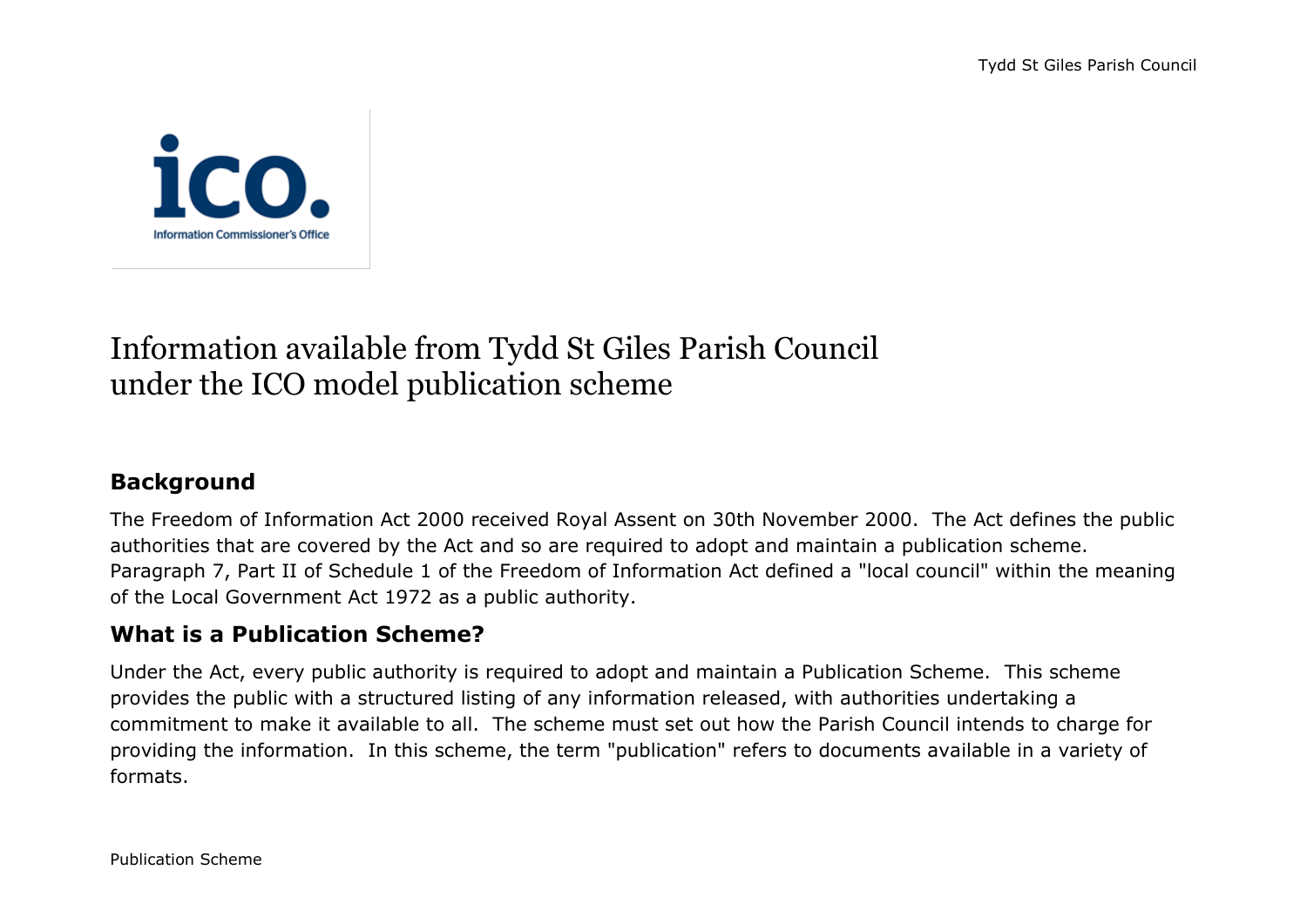# Information available from Tydd St Giles Parish Council under the ICO model publication scheme

## Background

The Freedom of Information Act 2000 received Royal Assent on 30th November 2000. The Act defines the public authorities that are covered by the Act and so are required to adopt and maintain a publication scheme. Paragraph 7, Part II of Schedule 1 of the Freedom of Information Act defined a "local council" within the meaning of the Local Government Act 1972 as a public authority.

## What is a Publication Scheme?

Under the Act, every public authority is required to adopt and maintain a Publication Scheme. This scheme provides the public with a structured listing of any information released, with authorities undertaking a commitment to make it available to all. The scheme must set out how the Parish Council intends to charge for providing the information. In this scheme, the term "publication" refers to documents available in a variety of formats.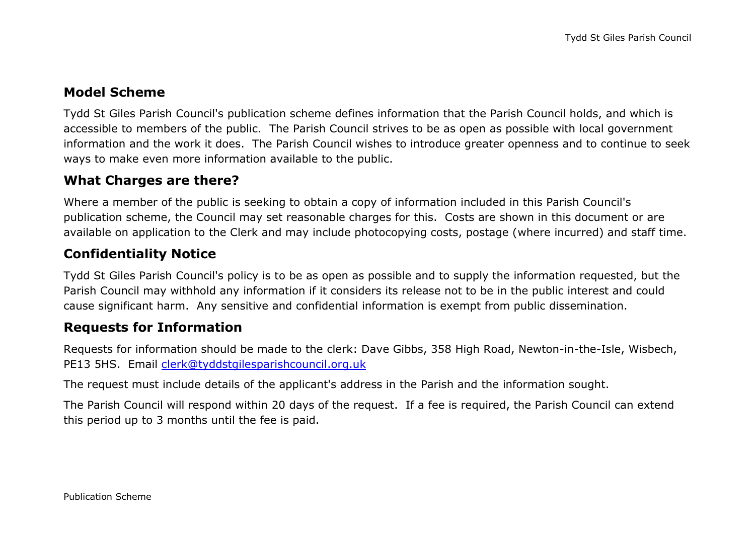## Model Scheme

Tydd St Giles Parish Council's publication scheme defines information that the Parish Council holds, and which is accessible to members of the public. The Parish Council strives to be as open as possible with local government information and the work it does. The Parish Council wishes to introduce greater openness and to continue to seek ways to make even more information available to the public.

## What Charges are there?

Where a member of the public is seeking to obtain a copy of information included in this Parish Council's publication scheme, the Council may set reasonable charges for this. Costs are shown in this document or are available on application to the Clerk and may include photocopying costs, postage (where incurred) and staff time.

## Confidentiality Notice

Tydd St Giles Parish Council's policy is to be as open as possible and to supply the information requested, but the Parish Council may withhold any information if it considers its release not to be in the public interest and could cause significant harm. Any sensitive and confidential information is exempt from public dissemination.

## Requests for Information

Requests for information should be made to the clerk: Dave Gibbs, 358 High Road, Newton-in-the-Isle, Wisbech, PE13 5HS. Email [clerk@tyddstgilesparishcouncil.org.uk](mailto:clerk@tyddstgilesparishcouncil.org.uk)

The request must include details of the applicant's address in the Parish and the information sought.

The Parish Council will respond within 20 days of the request. If a fee is required, the Parish Council can extend this period up to 3 months until the fee is paid.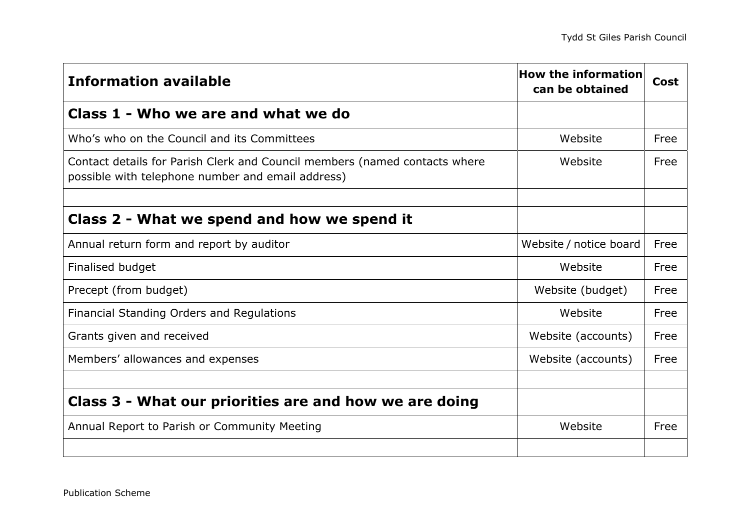| Information available | How the information can be obtained | Cost |
|---|---|---|
| **Class 1 - Who we are and what we do** | | |
| Who's who on the Council and its Committees | Website | Free |
| Contact details for Parish Clerk and Council members (named contacts where possible with telephone number and email address) | Website | Free |
| | | |
| **Class 2 - What we spend and how we spend it** | | |
| Annual return form and report by auditor | Website / notice board | Free |
| Finalised budget | Website | Free |
| Precept (from budget) | Website (budget) | Free |
| Financial Standing Orders and Regulations | Website | Free |
| Grants given and received | Website (accounts) | Free |
| Members' allowances and expenses | Website (accounts) | Free |
| | | |
| **Class 3 - What our priorities are and how we are doing** | | |
| Annual Report to Parish or Community Meeting | Website | Free |
| | | |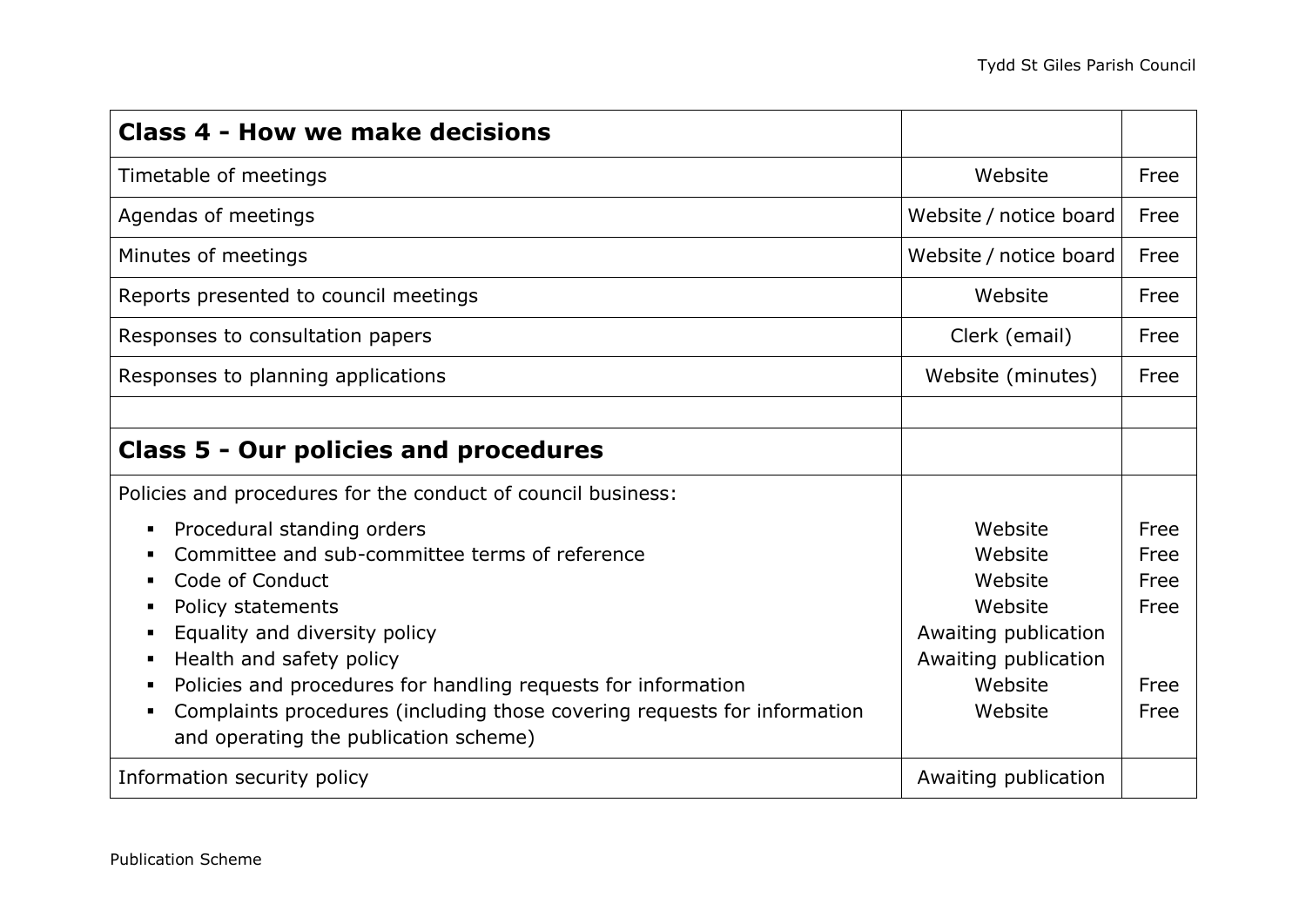| **Class 4 - How we make decisions** | | |
| --- | --- | --- |
| Timetable of meetings | Website | Free |
| Agendas of meetings | Website / notice board | Free |
| Minutes of meetings | Website / notice board | Free |
| Reports presented to council meetings | Website | Free |
| Responses to consultation papers | Clerk (email) | Free |
| Responses to planning applications | Website (minutes) | Free |
| | | |
| **Class 5 - Our policies and procedures** | | |
| Policies and procedures for the conduct of council business: | | |
| ▪ Procedural standing orders | Website | Free |
| ▪ Committee and sub-committee terms of reference | Website | Free |
| ▪ Code of Conduct | Website | Free |
| ▪ Policy statements | Website | Free |
| ▪ Equality and diversity policy | Awaiting publication | |
| ▪ Health and safety policy | Awaiting publication | |
| ▪ Policies and procedures for handling requests for information | Website | Free |
| ▪ Complaints procedures (including those covering requests for information and operating the publication scheme) | Website | Free |
| Information security policy | Awaiting publication | |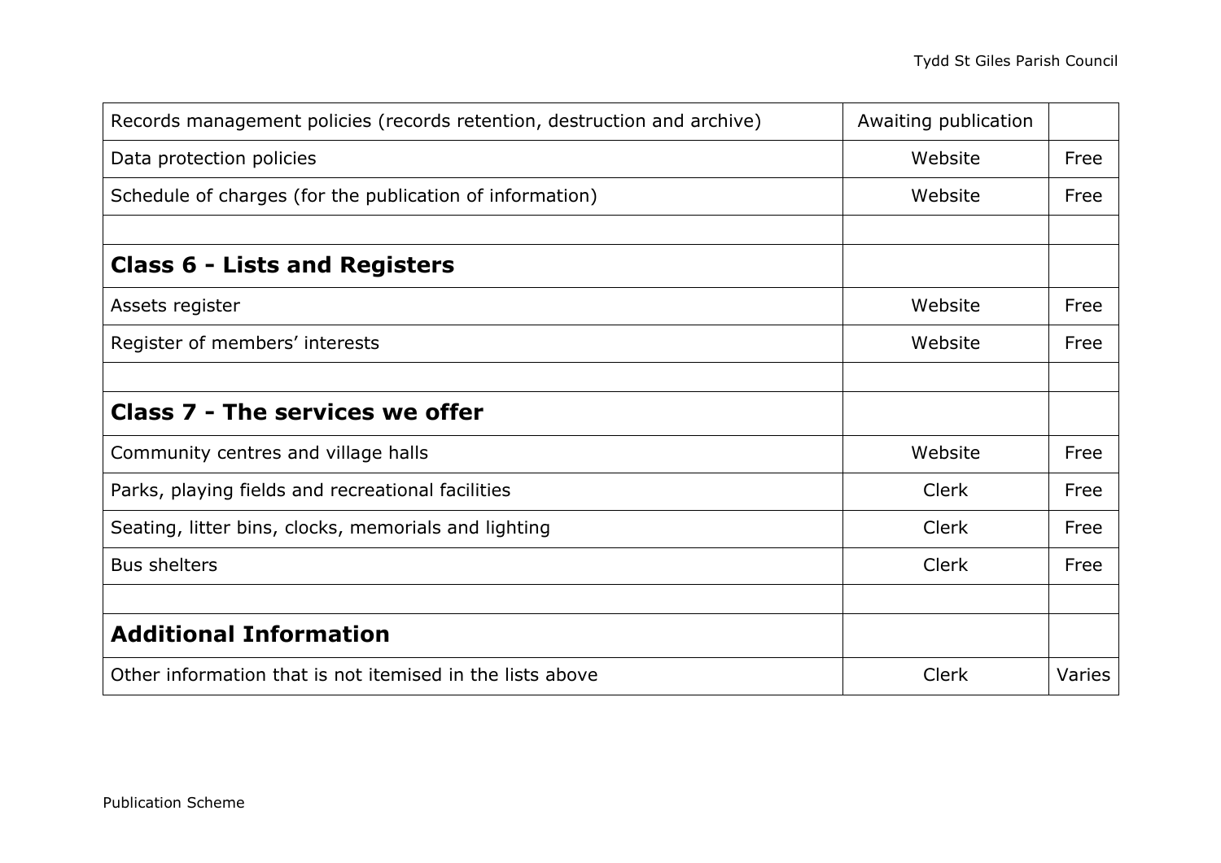| | | |
|---|---|---|
| Records management policies (records retention, destruction and archive) | Awaiting publication | |
| Data protection policies | Website | Free |
| Schedule of charges (for the publication of information) | Website | Free |
| | | |
| **Class 6 - Lists and Registers** | | |
| Assets register | Website | Free |
| Register of members' interests | Website | Free |
| | | |
| **Class 7 - The services we offer** | | |
| Community centres and village halls | Website | Free |
| Parks, playing fields and recreational facilities | Clerk | Free |
| Seating, litter bins, clocks, memorials and lighting | Clerk | Free |
| Bus shelters | Clerk | Free |
| | | |
| **Additional Information** | | |
| Other information that is not itemised in the lists above | Clerk | Varies |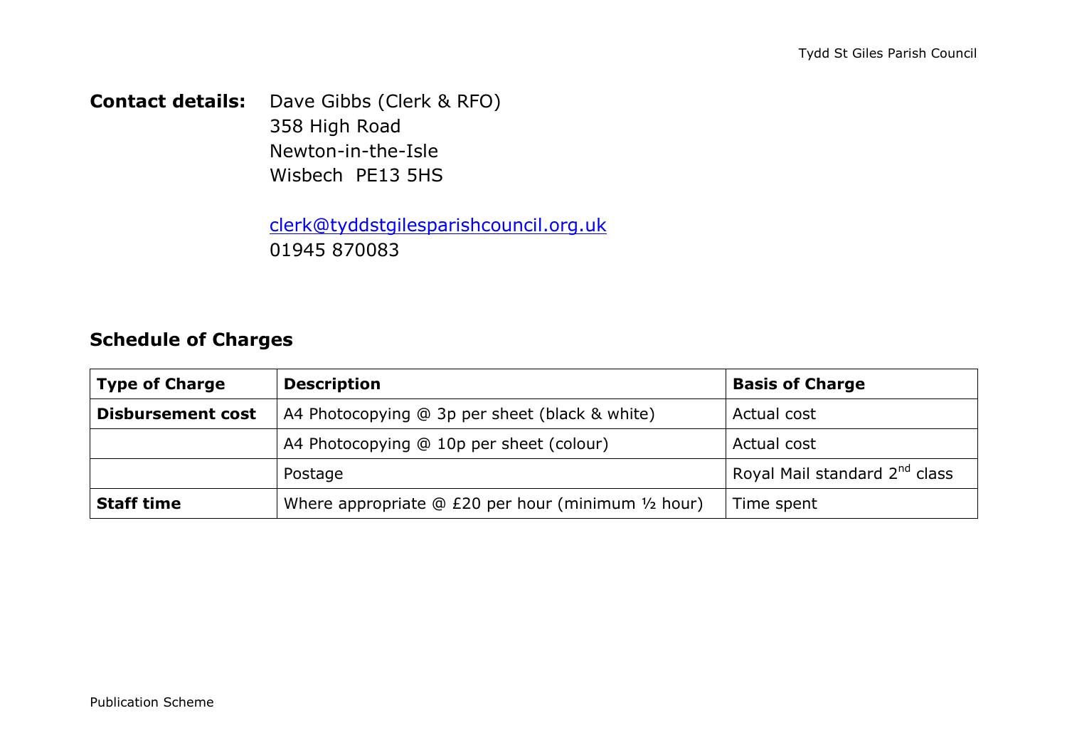**Contact details:** Dave Gibbs (Clerk & RFO)
358 High Road
Newton-in-the-Isle
Wisbech PE13 5HS

clerk@tyddstgilesparishcouncil.org.uk
01945 870083

## Schedule of Charges

| Type of Charge | Description | Basis of Charge |
|---|---|---|
| **Disbursement cost** | A4 Photocopying @ 3p per sheet (black & white) | Actual cost |
| | A4 Photocopying @ 10p per sheet (colour) | Actual cost |
| | Postage | Royal Mail standard 2nd class |
| **Staff time** | Where appropriate @ £20 per hour (minimum ½ hour) | Time spent |